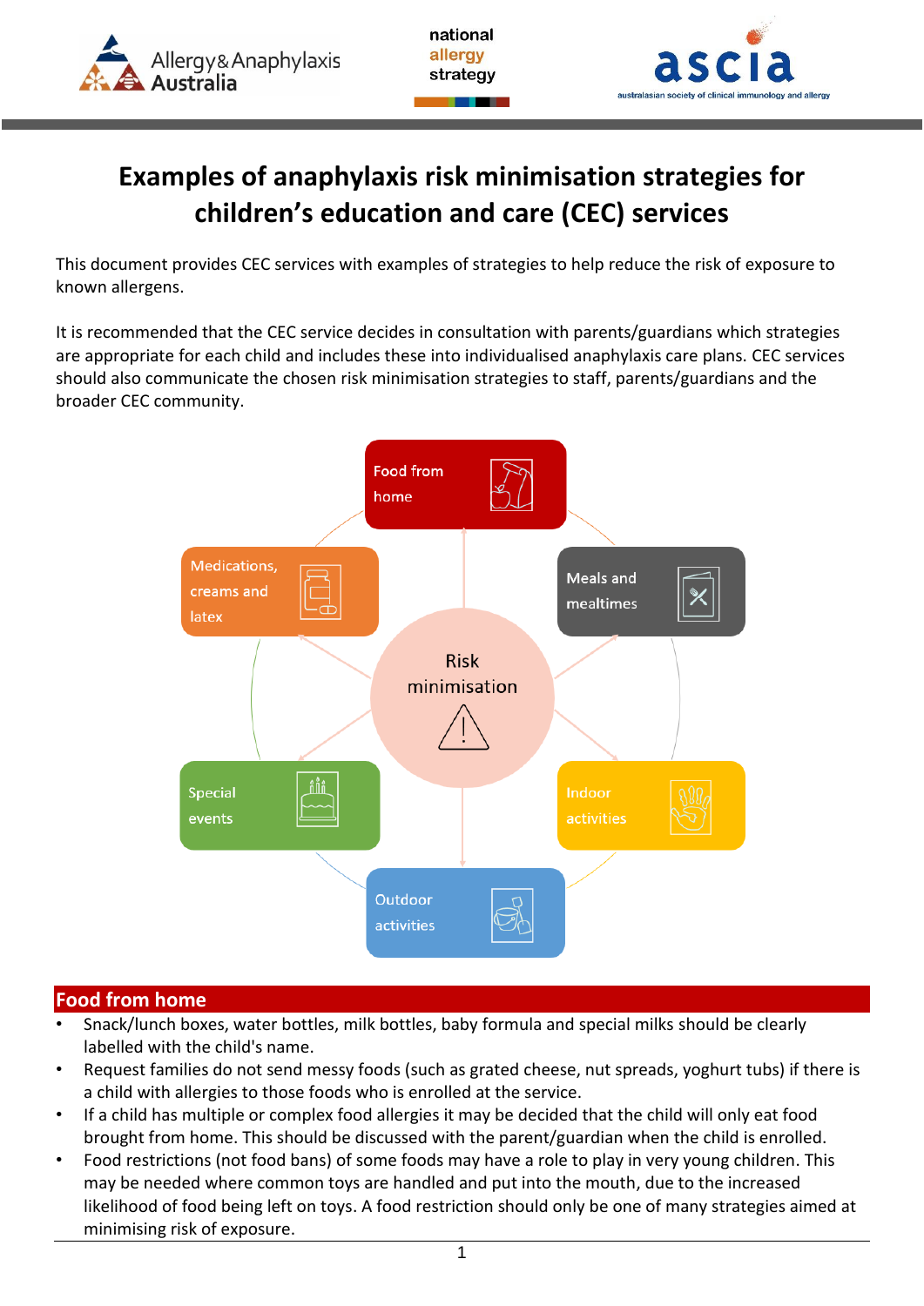# Examples of anaphylaxis risk minimisation strategies for children's education and care (CEC) services

This document provides CEC services with examples of strategies to help reduce the risk of exposure to known allergens.

It is recommended that the CEC service decides in consultation with parents/guardians which strategies are appropriate for each child and includes these into individualised anaphylaxis care plans. CEC services should also communicate the chosen risk minimisation strategies to staff, parents/guardians and the broader CEC community.

Risk minimisation

- Food from home
- Meals and mealtimes
- Indoor activities
- Outdoor activities
- Special events
- Medications, creams and latex

## Food from home

- Snack/lunch boxes, water bottles, milk bottles, baby formula and special milks should be clearly labelled with the child's name.
- Request families do not send messy foods (such as grated cheese, nut spreads, yoghurt tubs) if there is a child with allergies to those foods who is enrolled at the service.
- If a child has multiple or complex food allergies it may be decided that the child will only eat food brought from home. This should be discussed with the parent/guardian when the child is enrolled.
- Food restrictions (not food bans) of some foods may have a role to play in very young children. This may be needed where common toys are handled and put into the mouth, due to the increased likelihood of food being left on toys. A food restriction should only be one of many strategies aimed at minimising risk of exposure.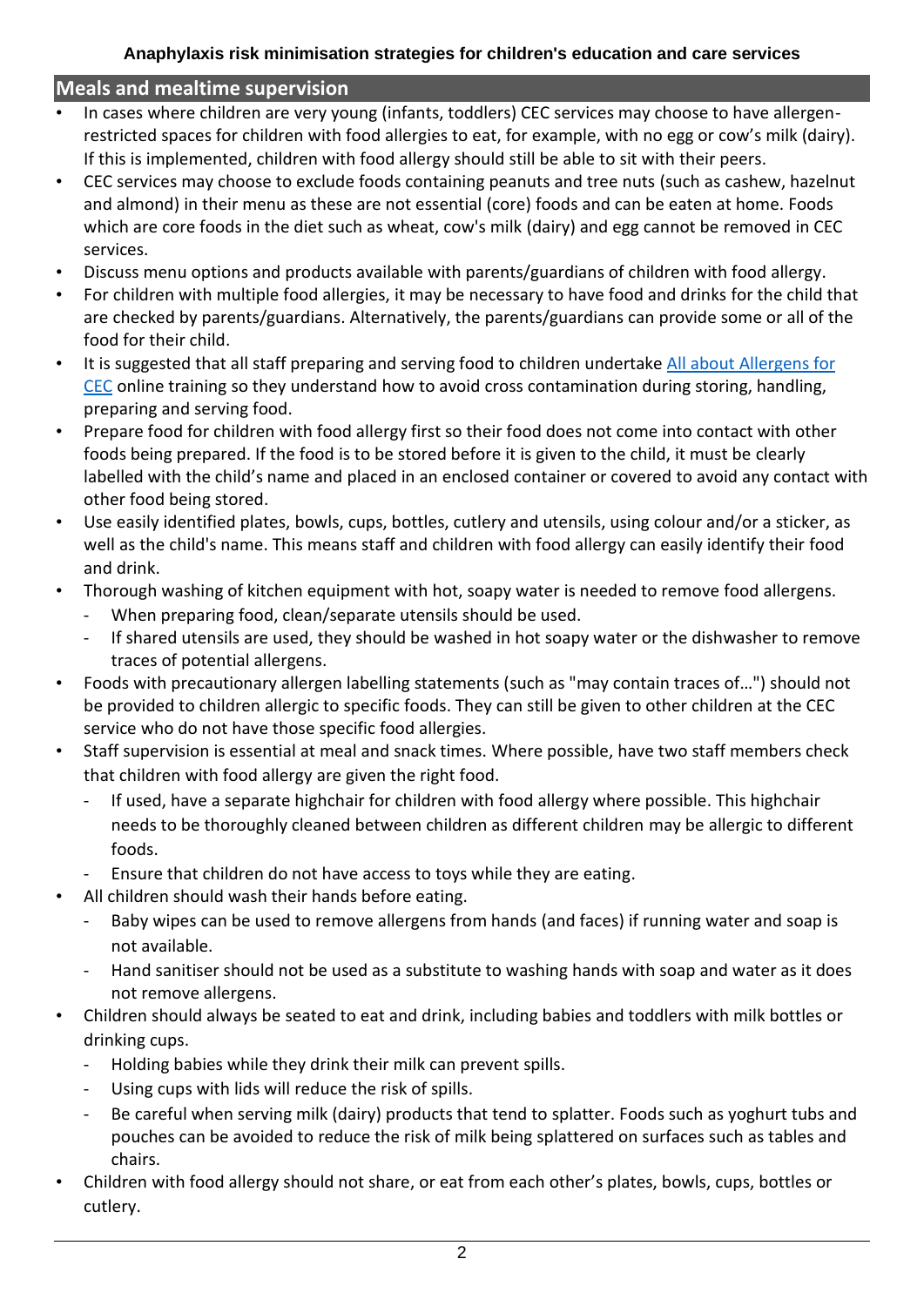## Meals and mealtime supervision

- In cases where children are very young (infants, toddlers) CEC services may choose to have allergen-restricted spaces for children with food allergies to eat, for example, with no egg or cow's milk (dairy). If this is implemented, children with food allergy should still be able to sit with their peers.
- CEC services may choose to exclude foods containing peanuts and tree nuts (such as cashew, hazelnut and almond) in their menu as these are not essential (core) foods and can be eaten at home. Foods which are core foods in the diet such as wheat, cow's milk (dairy) and egg cannot be removed in CEC services.
- Discuss menu options and products available with parents/guardians of children with food allergy.
- For children with multiple food allergies, it may be necessary to have food and drinks for the child that are checked by parents/guardians. Alternatively, the parents/guardians can provide some or all of the food for their child.
- It is suggested that all staff preparing and serving food to children undertake All about Allergens for CEC online training so they understand how to avoid cross contamination during storing, handling, preparing and serving food.
- Prepare food for children with food allergy first so their food does not come into contact with other foods being prepared. If the food is to be stored before it is given to the child, it must be clearly labelled with the child's name and placed in an enclosed container or covered to avoid any contact with other food being stored.
- Use easily identified plates, bowls, cups, bottles, cutlery and utensils, using colour and/or a sticker, as well as the child's name. This means staff and children with food allergy can easily identify their food and drink.
- Thorough washing of kitchen equipment with hot, soapy water is needed to remove food allergens.
  - When preparing food, clean/separate utensils should be used.
  - If shared utensils are used, they should be washed in hot soapy water or the dishwasher to remove traces of potential allergens.
- Foods with precautionary allergen labelling statements (such as "may contain traces of…") should not be provided to children allergic to specific foods. They can still be given to other children at the CEC service who do not have those specific food allergies.
- Staff supervision is essential at meal and snack times. Where possible, have two staff members check that children with food allergy are given the right food.
  - If used, have a separate highchair for children with food allergy where possible. This highchair needs to be thoroughly cleaned between children as different children may be allergic to different foods.
  - Ensure that children do not have access to toys while they are eating.
- All children should wash their hands before eating.
  - Baby wipes can be used to remove allergens from hands (and faces) if running water and soap is not available.
  - Hand sanitiser should not be used as a substitute to washing hands with soap and water as it does not remove allergens.
- Children should always be seated to eat and drink, including babies and toddlers with milk bottles or drinking cups.
  - Holding babies while they drink their milk can prevent spills.
  - Using cups with lids will reduce the risk of spills.
  - Be careful when serving milk (dairy) products that tend to splatter. Foods such as yoghurt tubs and pouches can be avoided to reduce the risk of milk being splattered on surfaces such as tables and chairs.
- Children with food allergy should not share, or eat from each other's plates, bowls, cups, bottles or cutlery.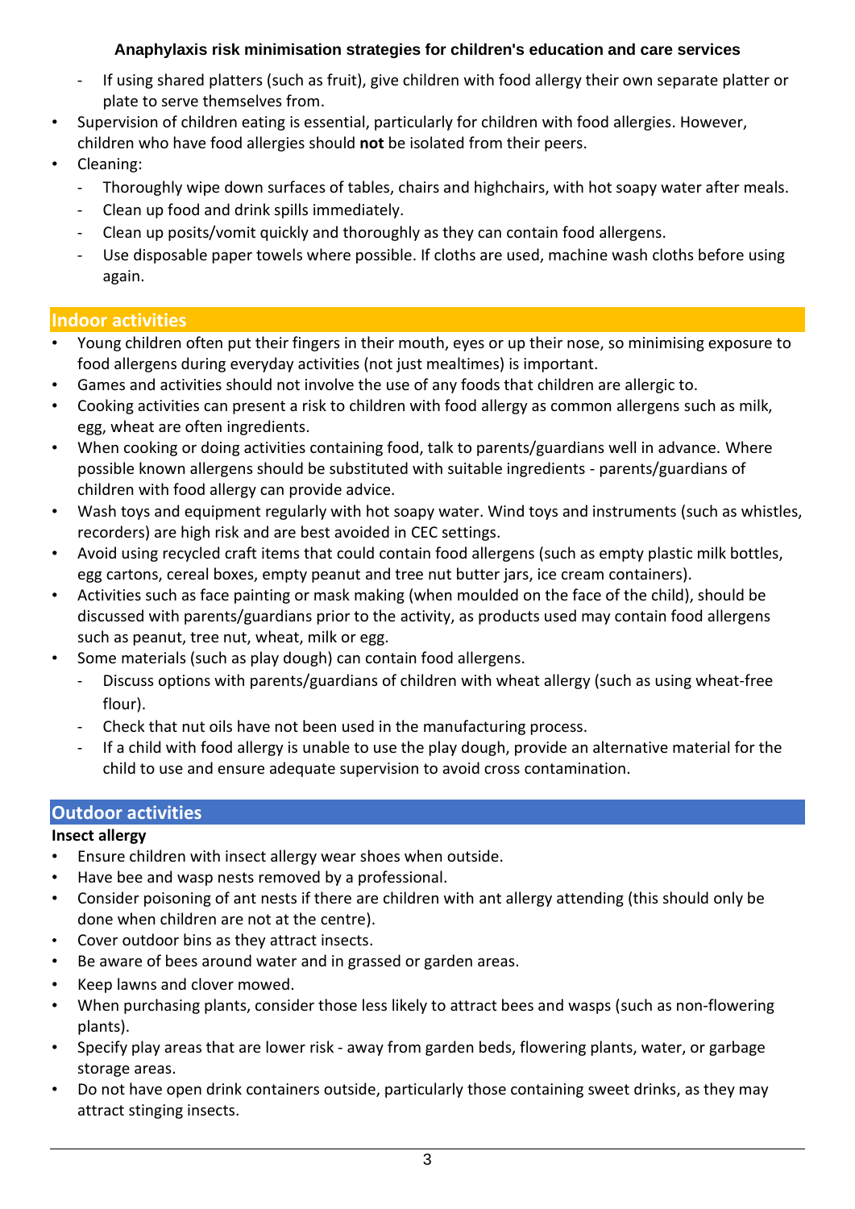- If using shared platters (such as fruit), give children with food allergy their own separate platter or plate to serve themselves from.

- Supervision of children eating is essential, particularly for children with food allergies. However, children who have food allergies should **not** be isolated from their peers.
- Cleaning:
  - Thoroughly wipe down surfaces of tables, chairs and highchairs, with hot soapy water after meals.
  - Clean up food and drink spills immediately.
  - Clean up posits/vomit quickly and thoroughly as they can contain food allergens.
  - Use disposable paper towels where possible. If cloths are used, machine wash cloths before using again.

## Indoor activities

- Young children often put their fingers in their mouth, eyes or up their nose, so minimising exposure to food allergens during everyday activities (not just mealtimes) is important.
- Games and activities should not involve the use of any foods that children are allergic to.
- Cooking activities can present a risk to children with food allergy as common allergens such as milk, egg, wheat are often ingredients.
- When cooking or doing activities containing food, talk to parents/guardians well in advance. Where possible known allergens should be substituted with suitable ingredients - parents/guardians of children with food allergy can provide advice.
- Wash toys and equipment regularly with hot soapy water. Wind toys and instruments (such as whistles, recorders) are high risk and are best avoided in CEC settings.
- Avoid using recycled craft items that could contain food allergens (such as empty plastic milk bottles, egg cartons, cereal boxes, empty peanut and tree nut butter jars, ice cream containers).
- Activities such as face painting or mask making (when moulded on the face of the child), should be discussed with parents/guardians prior to the activity, as products used may contain food allergens such as peanut, tree nut, wheat, milk or egg.
- Some materials (such as play dough) can contain food allergens.
  - Discuss options with parents/guardians of children with wheat allergy (such as using wheat-free flour).
  - Check that nut oils have not been used in the manufacturing process.
  - If a child with food allergy is unable to use the play dough, provide an alternative material for the child to use and ensure adequate supervision to avoid cross contamination.

## Outdoor activities

**Insect allergy**

- Ensure children with insect allergy wear shoes when outside.
- Have bee and wasp nests removed by a professional.
- Consider poisoning of ant nests if there are children with ant allergy attending (this should only be done when children are not at the centre).
- Cover outdoor bins as they attract insects.
- Be aware of bees around water and in grassed or garden areas.
- Keep lawns and clover mowed.
- When purchasing plants, consider those less likely to attract bees and wasps (such as non-flowering plants).
- Specify play areas that are lower risk - away from garden beds, flowering plants, water, or garbage storage areas.
- Do not have open drink containers outside, particularly those containing sweet drinks, as they may attract stinging insects.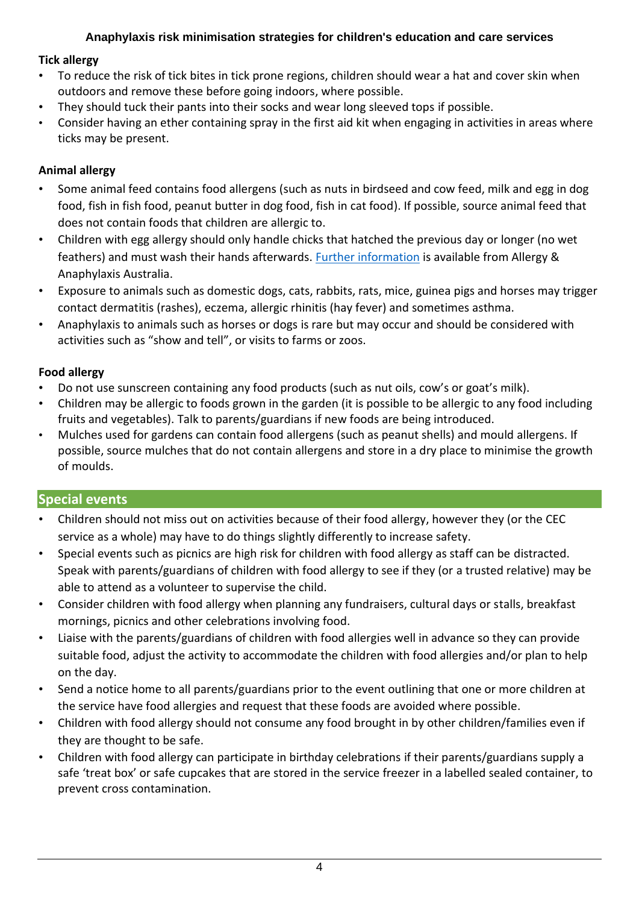**Anaphylaxis risk minimisation strategies for children's education and care services**

**Tick allergy**

- To reduce the risk of tick bites in tick prone regions, children should wear a hat and cover skin when outdoors and remove these before going indoors, where possible.
- They should tuck their pants into their socks and wear long sleeved tops if possible.
- Consider having an ether containing spray in the first aid kit when engaging in activities in areas where ticks may be present.

**Animal allergy**

- Some animal feed contains food allergens (such as nuts in birdseed and cow feed, milk and egg in dog food, fish in fish food, peanut butter in dog food, fish in cat food). If possible, source animal feed that does not contain foods that children are allergic to.
- Children with egg allergy should only handle chicks that hatched the previous day or longer (no wet feathers) and must wash their hands afterwards. [Further information] is available from Allergy & Anaphylaxis Australia.
- Exposure to animals such as domestic dogs, cats, rabbits, rats, mice, guinea pigs and horses may trigger contact dermatitis (rashes), eczema, allergic rhinitis (hay fever) and sometimes asthma.
- Anaphylaxis to animals such as horses or dogs is rare but may occur and should be considered with activities such as "show and tell", or visits to farms or zoos.

**Food allergy**

- Do not use sunscreen containing any food products (such as nut oils, cow's or goat's milk).
- Children may be allergic to foods grown in the garden (it is possible to be allergic to any food including fruits and vegetables). Talk to parents/guardians if new foods are being introduced.
- Mulches used for gardens can contain food allergens (such as peanut shells) and mould allergens. If possible, source mulches that do not contain allergens and store in a dry place to minimise the growth of moulds.

## Special events

- Children should not miss out on activities because of their food allergy, however they (or the CEC service as a whole) may have to do things slightly differently to increase safety.
- Special events such as picnics are high risk for children with food allergy as staff can be distracted. Speak with parents/guardians of children with food allergy to see if they (or a trusted relative) may be able to attend as a volunteer to supervise the child.
- Consider children with food allergy when planning any fundraisers, cultural days or stalls, breakfast mornings, picnics and other celebrations involving food.
- Liaise with the parents/guardians of children with food allergies well in advance so they can provide suitable food, adjust the activity to accommodate the children with food allergies and/or plan to help on the day.
- Send a notice home to all parents/guardians prior to the event outlining that one or more children at the service have food allergies and request that these foods are avoided where possible.
- Children with food allergy should not consume any food brought in by other children/families even if they are thought to be safe.
- Children with food allergy can participate in birthday celebrations if their parents/guardians supply a safe 'treat box' or safe cupcakes that are stored in the service freezer in a labelled sealed container, to prevent cross contamination.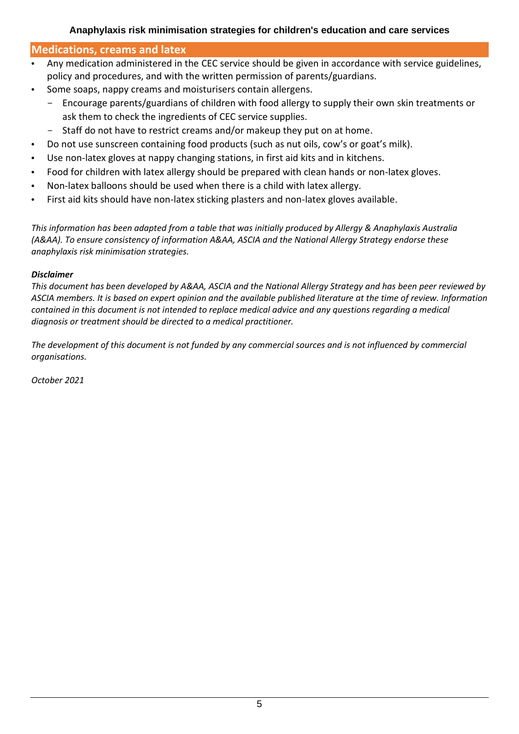## Medications, creams and latex

- Any medication administered in the CEC service should be given in accordance with service guidelines, policy and procedures, and with the written permission of parents/guardians.
- Some soaps, nappy creams and moisturisers contain allergens.
  - Encourage parents/guardians of children with food allergy to supply their own skin treatments or ask them to check the ingredients of CEC service supplies.
  - Staff do not have to restrict creams and/or makeup they put on at home.
- Do not use sunscreen containing food products (such as nut oils, cow's or goat's milk).
- Use non-latex gloves at nappy changing stations, in first aid kits and in kitchens.
- Food for children with latex allergy should be prepared with clean hands or non-latex gloves.
- Non-latex balloons should be used when there is a child with latex allergy.
- First aid kits should have non-latex sticking plasters and non-latex gloves available.

*This information has been adapted from a table that was initially produced by Allergy & Anaphylaxis Australia (A&AA). To ensure consistency of information A&AA, ASCIA and the National Allergy Strategy endorse these anaphylaxis risk minimisation strategies.*

***Disclaimer***

*This document has been developed by A&AA, ASCIA and the National Allergy Strategy and has been peer reviewed by ASCIA members. It is based on expert opinion and the available published literature at the time of review. Information contained in this document is not intended to replace medical advice and any questions regarding a medical diagnosis or treatment should be directed to a medical practitioner.*

*The development of this document is not funded by any commercial sources and is not influenced by commercial organisations.*

*October 2021*